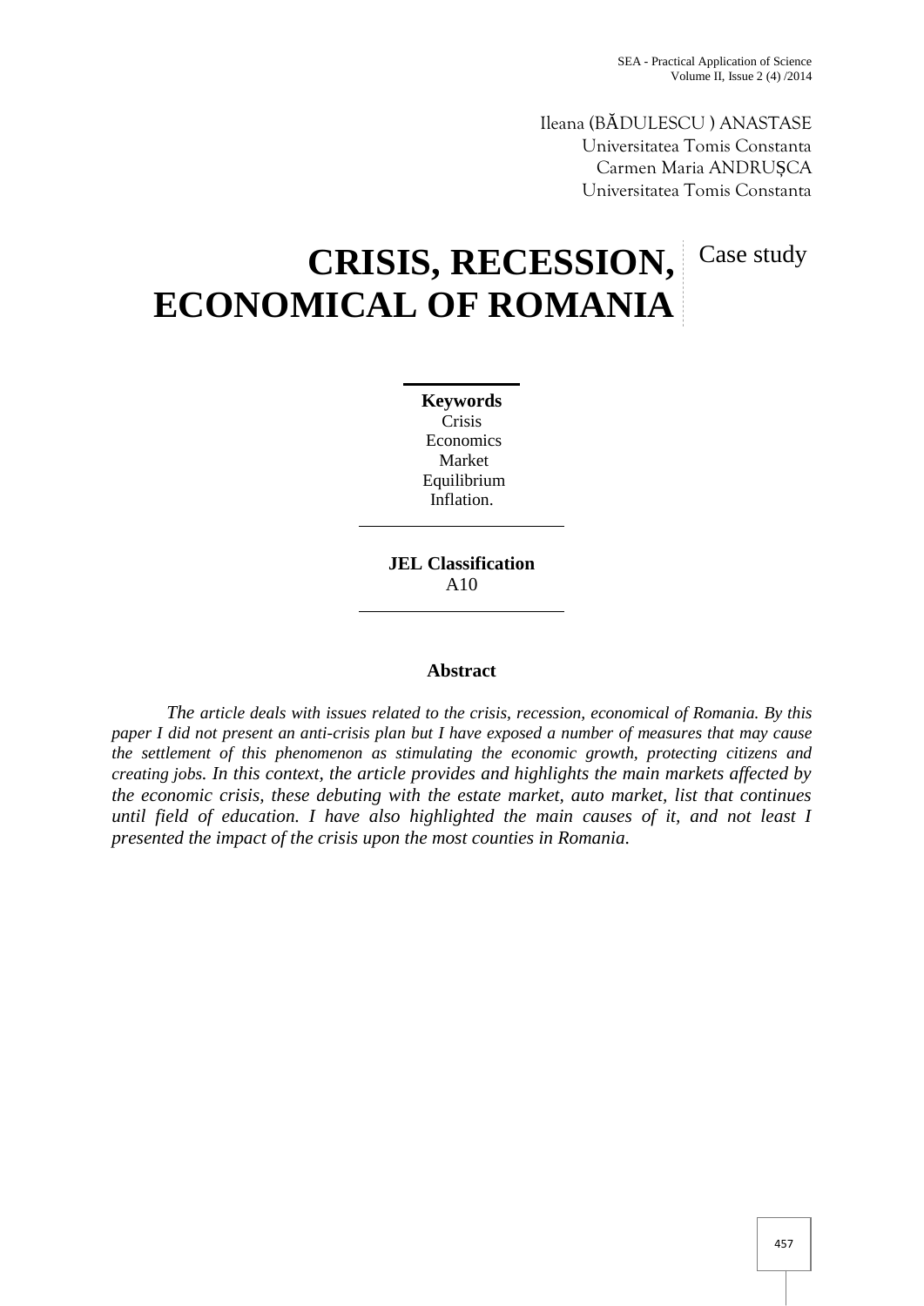Ileana (BĂDULESCU ) ANASTASE
Universitatea Tomis Constanta
Carmen Maria ANDRUȘCA
Universitatea Tomis Constanta

# CRISIS, RECESSION, ECONOMICAL OF ROMANIA

Case study

**Keywords**
Crisis
Economics
Market
Equilibrium
Inflation.

**JEL Classification**
A10

**Abstract**

*The article deals with issues related to the crisis, recession, economical of Romania. By this paper I did not present an anti-crisis plan but I have exposed a number of measures that may cause the settlement of this phenomenon as stimulating the economic growth, protecting citizens and creating jobs. In this context, the article provides and highlights the main markets affected by the economic crisis, these debuting with the estate market, auto market, list that continues until field of education. I have also highlighted the main causes of it, and not least I presented the impact of the crisis upon the most counties in Romania.*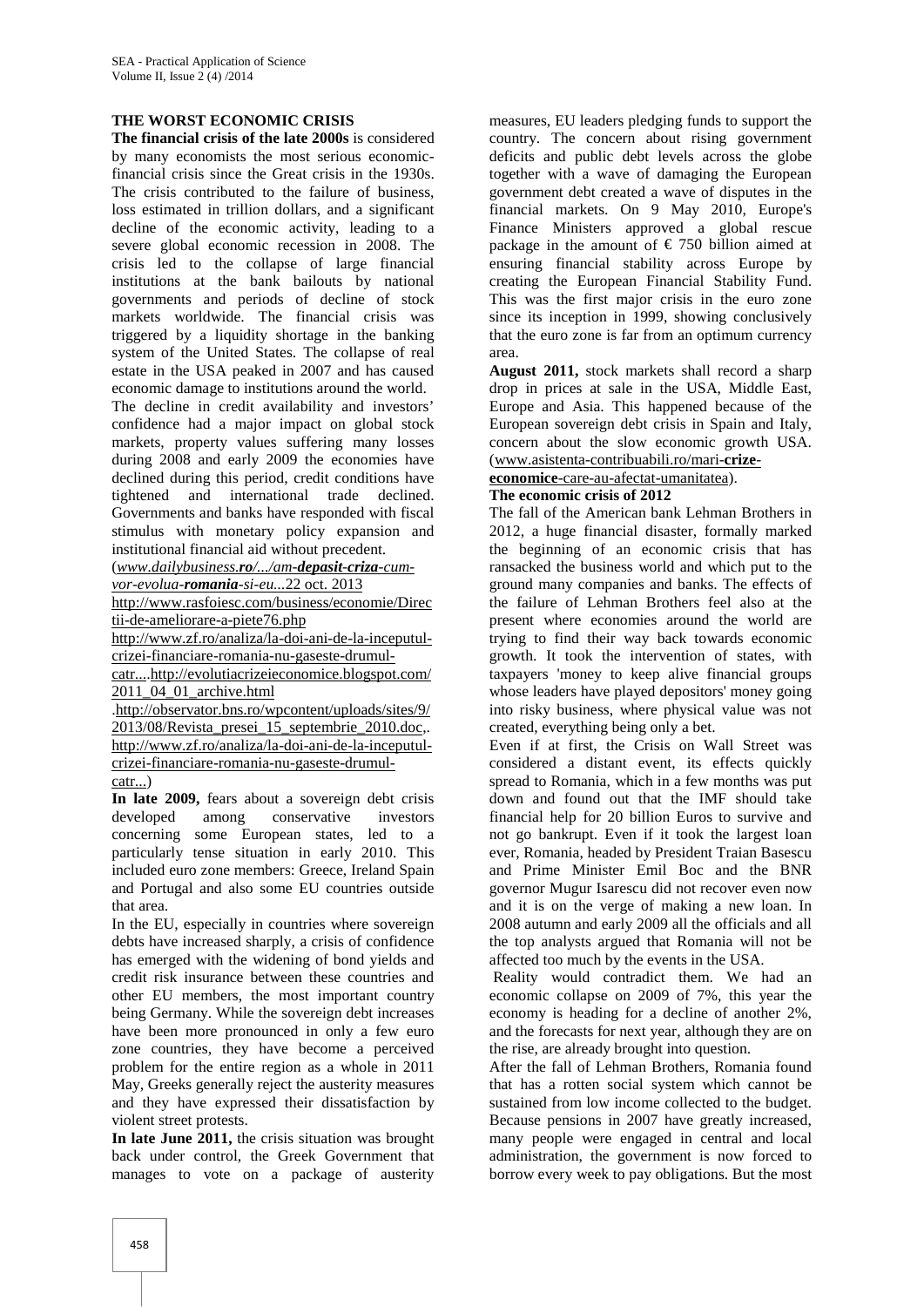**THE WORST ECONOMIC CRISIS**

**The financial crisis of the late 2000s** is considered by many economists the most serious economic-financial crisis since the Great crisis in the 1930s. The crisis contributed to the failure of business, loss estimated in trillion dollars, and a significant decline of the economic activity, leading to a severe global economic recession in 2008. The crisis led to the collapse of large financial institutions at the bank bailouts by national governments and periods of decline of stock markets worldwide. The financial crisis was triggered by a liquidity shortage in the banking system of the United States. The collapse of real estate in the USA peaked in 2007 and has caused economic damage to institutions around the world.

The decline in credit availability and investors' confidence had a major impact on global stock markets, property values suffering many losses during 2008 and early 2009 the economies have declined during this period, credit conditions have tightened and international trade declined. Governments and banks have responded with fiscal stimulus with monetary policy expansion and institutional financial aid without precedent.

(*www.dailybusiness.**ro**/.../am-**depasit-criza**-cum-vor-evolua-**romania**-si-eu...*22 oct. 2013 http://www.rasfoiesc.com/business/economie/Directii-de-ameliorare-a-piete76.php http://www.zf.ro/analiza/la-doi-ani-de-la-inceputul-crizei-financiare-romania-nu-gaseste-drumul-catr....http://evolutiacrizeieconomice.blogspot.com/2011_04_01_archive.html .http://observator.bns.ro/wpcontent/uploads/sites/9/2013/08/Revista_presei_15_septembrie_2010.doc,. http://www.zf.ro/analiza/la-doi-ani-de-la-inceputul-crizei-financiare-romania-nu-gaseste-drumul-catr...)

**In late 2009,** fears about a sovereign debt crisis developed among conservative investors concerning some European states, led to a particularly tense situation in early 2010. This included euro zone members: Greece, Ireland Spain and Portugal and also some EU countries outside that area.

In the EU, especially in countries where sovereign debts have increased sharply, a crisis of confidence has emerged with the widening of bond yields and credit risk insurance between these countries and other EU members, the most important country being Germany. While the sovereign debt increases have been more pronounced in only a few euro zone countries, they have become a perceived problem for the entire region as a whole in 2011 May, Greeks generally reject the austerity measures and they have expressed their dissatisfaction by violent street protests.

**In late June 2011,** the crisis situation was brought back under control, the Greek Government that manages to vote on a package of austerity measures, EU leaders pledging funds to support the country. The concern about rising government deficits and public debt levels across the globe together with a wave of damaging the European government debt created a wave of disputes in the financial markets. On 9 May 2010, Europe's Finance Ministers approved a global rescue package in the amount of € 750 billion aimed at ensuring financial stability across Europe by creating the European Financial Stability Fund. This was the first major crisis in the euro zone since its inception in 1999, showing conclusively that the euro zone is far from an optimum currency area.

**August 2011,** stock markets shall record a sharp drop in prices at sale in the USA, Middle East, Europe and Asia. This happened because of the European sovereign debt crisis in Spain and Italy, concern about the slow economic growth USA. (www.asistenta-contribuabili.ro/mari-**crize**-**economice**-care-au-afectat-umanitatea).

**The economic crisis of 2012**

The fall of the American bank Lehman Brothers in 2012, a huge financial disaster, formally marked the beginning of an economic crisis that has ransacked the business world and which put to the ground many companies and banks. The effects of the failure of Lehman Brothers feel also at the present where economies around the world are trying to find their way back towards economic growth. It took the intervention of states, with taxpayers 'money to keep alive financial groups whose leaders have played depositors' money going into risky business, where physical value was not created, everything being only a bet.

Even if at first, the Crisis on Wall Street was considered a distant event, its effects quickly spread to Romania, which in a few months was put down and found out that the IMF should take financial help for 20 billion Euros to survive and not go bankrupt. Even if it took the largest loan ever, Romania, headed by President Traian Basescu and Prime Minister Emil Boc and the BNR governor Mugur Isarescu did not recover even now and it is on the verge of making a new loan. In 2008 autumn and early 2009 all the officials and all the top analysts argued that Romania will not be affected too much by the events in the USA.

Reality would contradict them. We had an economic collapse on 2009 of 7%, this year the economy is heading for a decline of another 2%, and the forecasts for next year, although they are on the rise, are already brought into question.

After the fall of Lehman Brothers, Romania found that has a rotten social system which cannot be sustained from low income collected to the budget. Because pensions in 2007 have greatly increased, many people were engaged in central and local administration, the government is now forced to borrow every week to pay obligations. But the most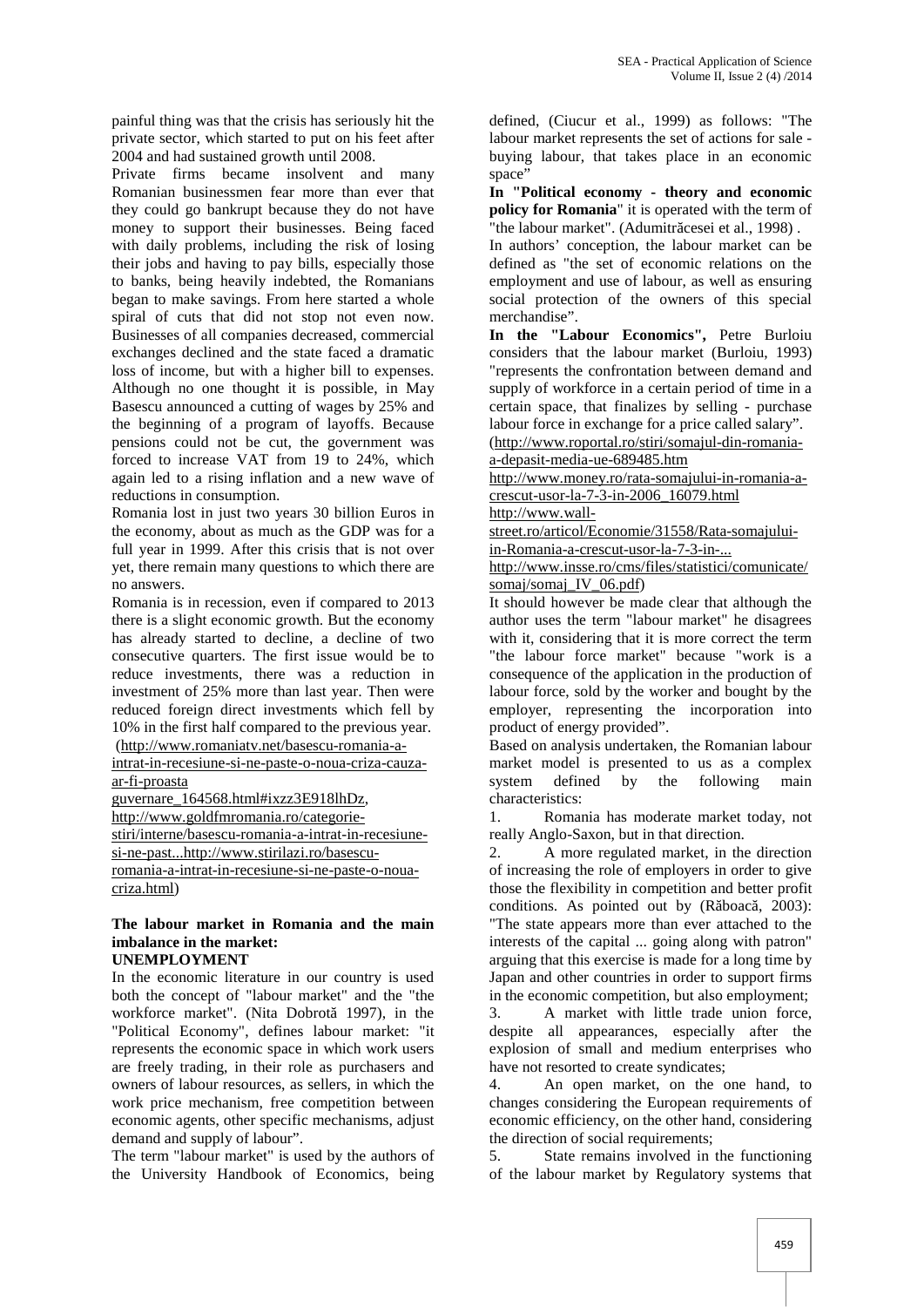painful thing was that the crisis has seriously hit the private sector, which started to put on his feet after 2004 and had sustained growth until 2008.

Private firms became insolvent and many Romanian businessmen fear more than ever that they could go bankrupt because they do not have money to support their businesses. Being faced with daily problems, including the risk of losing their jobs and having to pay bills, especially those to banks, being heavily indebted, the Romanians began to make savings. From here started a whole spiral of cuts that did not stop not even now. Businesses of all companies decreased, commercial exchanges declined and the state faced a dramatic loss of income, but with a higher bill to expenses. Although no one thought it is possible, in May Basescu announced a cutting of wages by 25% and the beginning of a program of layoffs. Because pensions could not be cut, the government was forced to increase VAT from 19 to 24%, which again led to a rising inflation and a new wave of reductions in consumption.

Romania lost in just two years 30 billion Euros in the economy, about as much as the GDP was for a full year in 1999. After this crisis that is not over yet, there remain many questions to which there are no answers.

Romania is in recession, even if compared to 2013 there is a slight economic growth. But the economy has already started to decline, a decline of two consecutive quarters. The first issue would be to reduce investments, there was a reduction in investment of 25% more than last year. Then were reduced foreign direct investments which fell by 10% in the first half compared to the previous year. (http://www.romaniatv.net/basescu-romania-a-intrat-in-recesiune-si-ne-paste-o-noua-criza-cauza-ar-fi-proasta guvernare_164568.html#ixzz3E918lhDz, http://www.goldfmromania.ro/categorie-stiri/interne/basescu-romania-a-intrat-in-recesiune-si-ne-past...http://www.stirilazi.ro/basescu-romania-a-intrat-in-recesiune-si-ne-paste-o-noua-criza.html)

## The labour market in Romania and the main imbalance in the market: UNEMPLOYMENT

In the economic literature in our country is used both the concept of "labour market" and the "the workforce market". (Nita Dobrotă 1997), in the "Political Economy", defines labour market: "it represents the economic space in which work users are freely trading, in their role as purchasers and owners of labour resources, as sellers, in which the work price mechanism, free competition between economic agents, other specific mechanisms, adjust demand and supply of labour".

The term "labour market" is used by the authors of the University Handbook of Economics, being defined, (Ciucur et al., 1999) as follows: "The labour market represents the set of actions for sale - buying labour, that takes place in an economic space"

**In "Political economy - theory and economic policy for Romania**" it is operated with the term of "the labour market". (Adumitrăcesei et al., 1998) .

In authors' conception, the labour market can be defined as "the set of economic relations on the employment and use of labour, as well as ensuring social protection of the owners of this special merchandise".

**In the "Labour Economics",** Petre Burloiu considers that the labour market (Burloiu, 1993) "represents the confrontation between demand and supply of workforce in a certain period of time in a certain space, that finalizes by selling - purchase labour force in exchange for a price called salary". (http://www.roportal.ro/stiri/somajul-din-romania-a-depasit-media-ue-689485.htm http://www.money.ro/rata-somajului-in-romania-a-crescut-usor-la-7-3-in-2006_16079.html http://www.wall-street.ro/articol/Economie/31558/Rata-somajului-in-Romania-a-crescut-usor-la-7-3-in-... http://www.insse.ro/cms/files/statistici/comunicate/somaj/somaj_IV_06.pdf)

It should however be made clear that although the author uses the term "labour market" he disagrees with it, considering that it is more correct the term "the labour force market" because "work is a consequence of the application in the production of labour force, sold by the worker and bought by the employer, representing the incorporation into product of energy provided".

Based on analysis undertaken, the Romanian labour market model is presented to us as a complex system defined by the following main characteristics:

1. Romania has moderate market today, not really Anglo-Saxon, but in that direction.
2. A more regulated market, in the direction of increasing the role of employers in order to give those the flexibility in competition and better profit conditions. As pointed out by (Răboacă, 2003): "The state appears more than ever attached to the interests of the capital ... going along with patron" arguing that this exercise is made for a long time by Japan and other countries in order to support firms in the economic competition, but also employment;
3. A market with little trade union force, despite all appearances, especially after the explosion of small and medium enterprises who have not resorted to create syndicates;
4. An open market, on the one hand, to changes considering the European requirements of economic efficiency, on the other hand, considering the direction of social requirements;
5. State remains involved in the functioning of the labour market by Regulatory systems that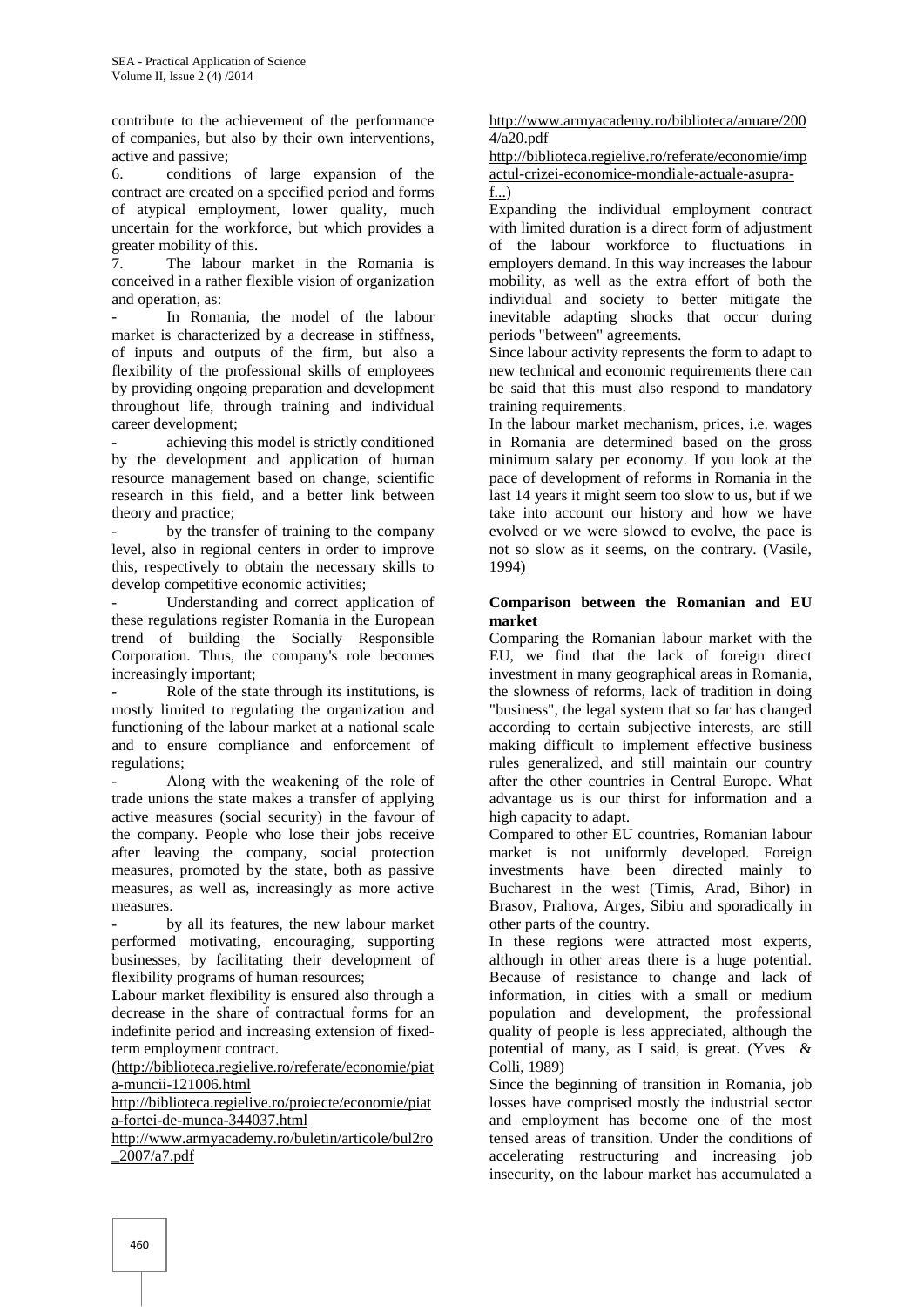contribute to the achievement of the performance of companies, but also by their own interventions, active and passive;

6. conditions of large expansion of the contract are created on a specified period and forms of atypical employment, lower quality, much uncertain for the workforce, but which provides a greater mobility of this.

7. The labour market in the Romania is conceived in a rather flexible vision of organization and operation, as:

- In Romania, the model of the labour market is characterized by a decrease in stiffness, of inputs and outputs of the firm, but also a flexibility of the professional skills of employees by providing ongoing preparation and development throughout life, through training and individual career development;
- achieving this model is strictly conditioned by the development and application of human resource management based on change, scientific research in this field, and a better link between theory and practice;
- by the transfer of training to the company level, also in regional centers in order to improve this, respectively to obtain the necessary skills to develop competitive economic activities;
- Understanding and correct application of these regulations register Romania in the European trend of building the Socially Responsible Corporation. Thus, the company's role becomes increasingly important;
- Role of the state through its institutions, is mostly limited to regulating the organization and functioning of the labour market at a national scale and to ensure compliance and enforcement of regulations;
- Along with the weakening of the role of trade unions the state makes a transfer of applying active measures (social security) in the favour of the company. People who lose their jobs receive after leaving the company, social protection measures, promoted by the state, both as passive measures, as well as, increasingly as more active measures.
- by all its features, the new labour market performed motivating, encouraging, supporting businesses, by facilitating their development of flexibility programs of human resources;

Labour market flexibility is ensured also through a decrease in the share of contractual forms for an indefinite period and increasing extension of fixed-term employment contract.
(http://biblioteca.regielive.ro/referate/economie/piata-muncii-121006.html
http://biblioteca.regielive.ro/proiecte/economie/piata-fortei-de-munca-344037.html
http://www.armyacademy.ro/buletin/articole/bul2ro_2007/a7.pdf
http://www.armyacademy.ro/biblioteca/anuare/2004/a20.pdf
http://biblioteca.regielive.ro/referate/economie/impactul-crizei-economice-mondiale-actuale-asupra-f...)

Expanding the individual employment contract with limited duration is a direct form of adjustment of the labour workforce to fluctuations in employers demand. In this way increases the labour mobility, as well as the extra effort of both the individual and society to better mitigate the inevitable adapting shocks that occur during periods "between" agreements.

Since labour activity represents the form to adapt to new technical and economic requirements there can be said that this must also respond to mandatory training requirements.

In the labour market mechanism, prices, i.e. wages in Romania are determined based on the gross minimum salary per economy. If you look at the pace of development of reforms in Romania in the last 14 years it might seem too slow to us, but if we take into account our history and how we have evolved or we were slowed to evolve, the pace is not so slow as it seems, on the contrary. (Vasile, 1994)

**Comparison between the Romanian and EU market**

Comparing the Romanian labour market with the EU, we find that the lack of foreign direct investment in many geographical areas in Romania, the slowness of reforms, lack of tradition in doing "business", the legal system that so far has changed according to certain subjective interests, are still making difficult to implement effective business rules generalized, and still maintain our country after the other countries in Central Europe. What advantage us is our thirst for information and a high capacity to adapt.

Compared to other EU countries, Romanian labour market is not uniformly developed. Foreign investments have been directed mainly to Bucharest in the west (Timis, Arad, Bihor) in Brasov, Prahova, Arges, Sibiu and sporadically in other parts of the country.

In these regions were attracted most experts, although in other areas there is a huge potential. Because of resistance to change and lack of information, in cities with a small or medium population and development, the professional quality of people is less appreciated, although the potential of many, as I said, is great. (Yves & Colli, 1989)

Since the beginning of transition in Romania, job losses have comprised mostly the industrial sector and employment has become one of the most tensed areas of transition. Under the conditions of accelerating restructuring and increasing job insecurity, on the labour market has accumulated a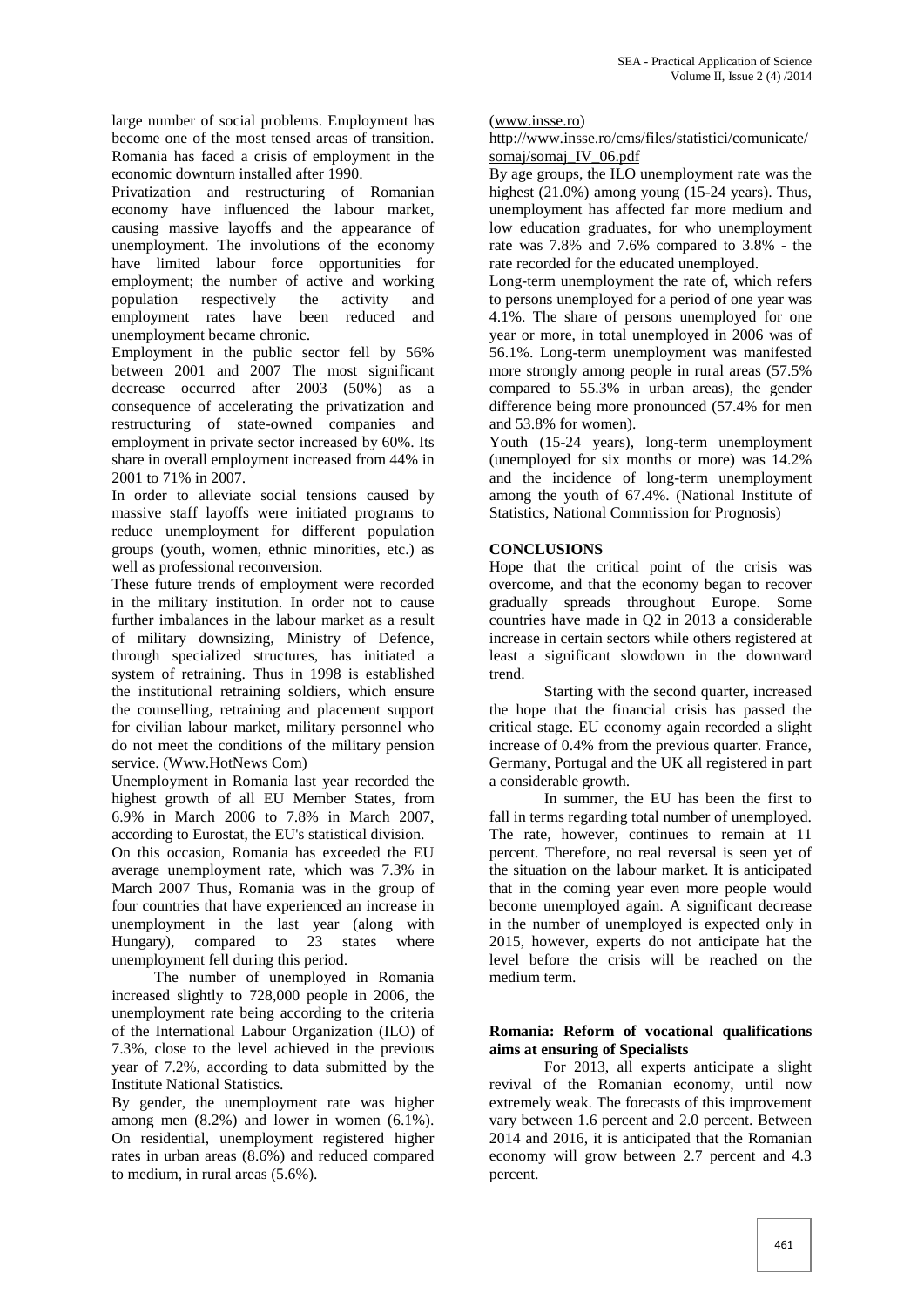large number of social problems. Employment has become one of the most tensed areas of transition. Romania has faced a crisis of employment in the economic downturn installed after 1990.

Privatization and restructuring of Romanian economy have influenced the labour market, causing massive layoffs and the appearance of unemployment. The involutions of the economy have limited labour force opportunities for employment; the number of active and working population respectively the activity and employment rates have been reduced and unemployment became chronic.

Employment in the public sector fell by 56% between 2001 and 2007 The most significant decrease occurred after 2003 (50%) as a consequence of accelerating the privatization and restructuring of state-owned companies and employment in private sector increased by 60%. Its share in overall employment increased from 44% in 2001 to 71% in 2007.

In order to alleviate social tensions caused by massive staff layoffs were initiated programs to reduce unemployment for different population groups (youth, women, ethnic minorities, etc.) as well as professional reconversion.

These future trends of employment were recorded in the military institution. In order not to cause further imbalances in the labour market as a result of military downsizing, Ministry of Defence, through specialized structures, has initiated a system of retraining. Thus in 1998 is established the institutional retraining soldiers, which ensure the counselling, retraining and placement support for civilian labour market, military personnel who do not meet the conditions of the military pension service. (Www.HotNews Com)

Unemployment in Romania last year recorded the highest growth of all EU Member States, from 6.9% in March 2006 to 7.8% in March 2007, according to Eurostat, the EU's statistical division.

On this occasion, Romania has exceeded the EU average unemployment rate, which was 7.3% in March 2007 Thus, Romania was in the group of four countries that have experienced an increase in unemployment in the last year (along with Hungary), compared to 23 states where unemployment fell during this period.

The number of unemployed in Romania increased slightly to 728,000 people in 2006, the unemployment rate being according to the criteria of the International Labour Organization (ILO) of 7.3%, close to the level achieved in the previous year of 7.2%, according to data submitted by the Institute National Statistics.

By gender, the unemployment rate was higher among men (8.2%) and lower in women (6.1%). On residential, unemployment registered higher rates in urban areas (8.6%) and reduced compared to medium, in rural areas (5.6%).

(www.insse.ro)

http://www.insse.ro/cms/files/statistici/comunicate/somaj/somaj_IV_06.pdf

By age groups, the ILO unemployment rate was the highest (21.0%) among young (15-24 years). Thus, unemployment has affected far more medium and low education graduates, for who unemployment rate was 7.8% and 7.6% compared to 3.8% - the rate recorded for the educated unemployed.

Long-term unemployment the rate of, which refers to persons unemployed for a period of one year was 4.1%. The share of persons unemployed for one year or more, in total unemployed in 2006 was of 56.1%. Long-term unemployment was manifested more strongly among people in rural areas (57.5% compared to 55.3% in urban areas), the gender difference being more pronounced (57.4% for men and 53.8% for women).

Youth (15-24 years), long-term unemployment (unemployed for six months or more) was 14.2% and the incidence of long-term unemployment among the youth of 67.4%. (National Institute of Statistics, National Commission for Prognosis)

## CONCLUSIONS

Hope that the critical point of the crisis was overcome, and that the economy began to recover gradually spreads throughout Europe. Some countries have made in Q2 in 2013 a considerable increase in certain sectors while others registered at least a significant slowdown in the downward trend.

Starting with the second quarter, increased the hope that the financial crisis has passed the critical stage. EU economy again recorded a slight increase of 0.4% from the previous quarter. France, Germany, Portugal and the UK all registered in part a considerable growth.

In summer, the EU has been the first to fall in terms regarding total number of unemployed. The rate, however, continues to remain at 11 percent. Therefore, no real reversal is seen yet of the situation on the labour market. It is anticipated that in the coming year even more people would become unemployed again. A significant decrease in the number of unemployed is expected only in 2015, however, experts do not anticipate hat the level before the crisis will be reached on the medium term.

**Romania: Reform of vocational qualifications aims at ensuring of Specialists**

For 2013, all experts anticipate a slight revival of the Romanian economy, until now extremely weak. The forecasts of this improvement vary between 1.6 percent and 2.0 percent. Between 2014 and 2016, it is anticipated that the Romanian economy will grow between 2.7 percent and 4.3 percent.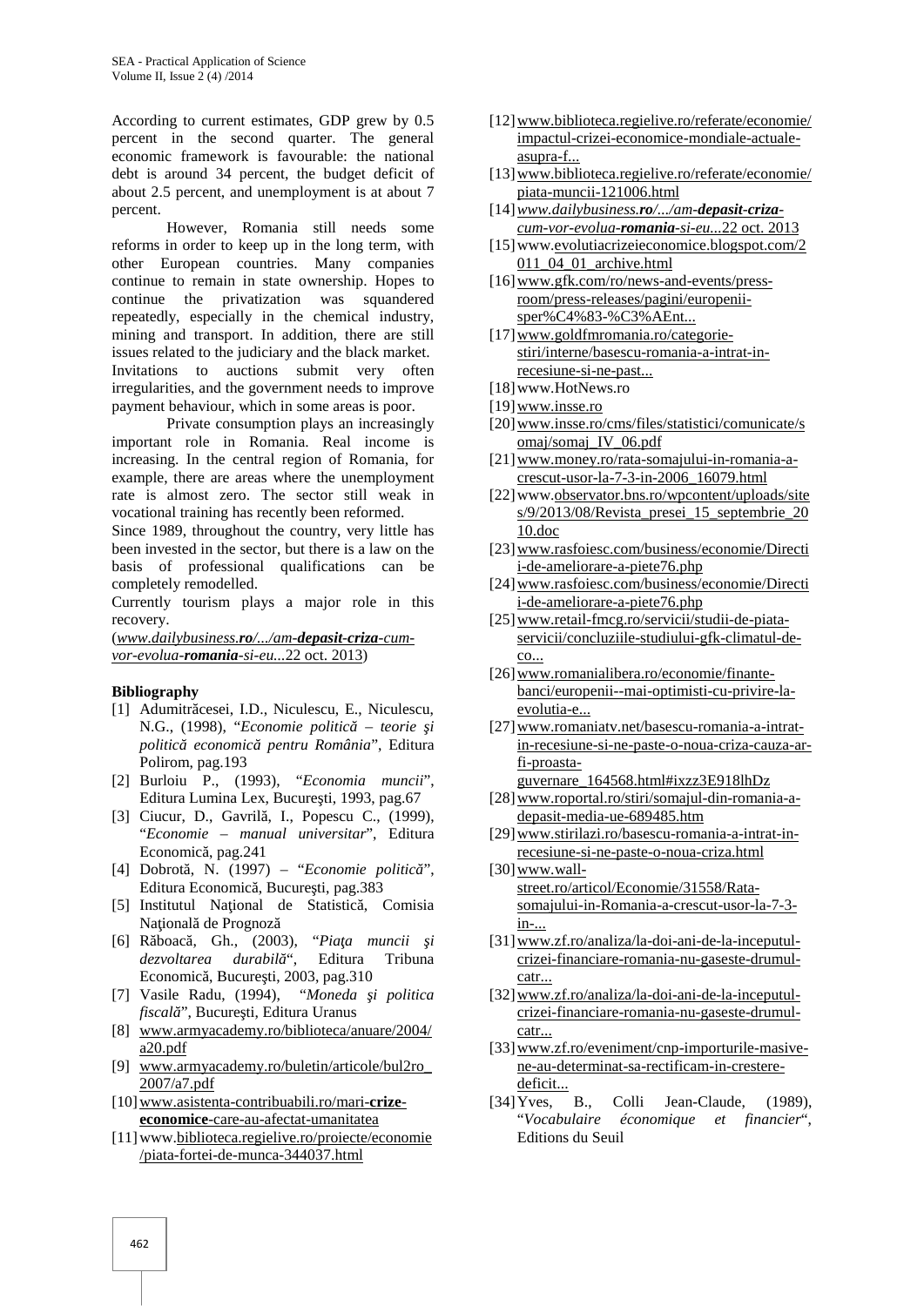According to current estimates, GDP grew by 0.5 percent in the second quarter. The general economic framework is favourable: the national debt is around 34 percent, the budget deficit of about 2.5 percent, and unemployment is at about 7 percent.

However, Romania still needs some reforms in order to keep up in the long term, with other European countries. Many companies continue to remain in state ownership. Hopes to continue the privatization was squandered repeatedly, especially in the chemical industry, mining and transport. In addition, there are still issues related to the judiciary and the black market. Invitations to auctions submit very often irregularities, and the government needs to improve payment behaviour, which in some areas is poor.

Private consumption plays an increasingly important role in Romania. Real income is increasing. In the central region of Romania, for example, there are areas where the unemployment rate is almost zero. The sector still weak in vocational training has recently been reformed.

Since 1989, throughout the country, very little has been invested in the sector, but there is a law on the basis of professional qualifications can be completely remodelled.

Currently tourism plays a major role in this recovery.

(*www.dailybusiness.**ro**/.../am-**depasit-criza**-cum-vor-evolua-**romania**-si-eu*...22 oct. 2013)

## Bibliography

[1] Adumitrăcesei, I.D., Niculescu, E., Niculescu, N.G., (1998), "*Economie politică – teorie şi politică economică pentru România*", Editura Polirom, pag.193

[2] Burloiu P., (1993), "*Economia muncii*", Editura Lumina Lex, Bucureşti, 1993, pag.67

[3] Ciucur, D., Gavrilă, I., Popescu C., (1999), "*Economie – manual universitar*", Editura Economică, pag.241

[4] Dobrotă, N. (1997) – "*Economie politică*", Editura Economică, Bucureşti, pag.383

[5] Institutul Naţional de Statistică, Comisia Naţională de Prognoză

[6] Răboacă, Gh., (2003), "*Piaţa muncii şi dezvoltarea durabilă*", Editura Tribuna Economică, Bucureşti, 2003, pag.310

[7] Vasile Radu, (1994), "*Moneda şi politica fiscală*", Bucureşti, Editura Uranus

[8] www.armyacademy.ro/biblioteca/anuare/2004/a20.pdf

[9] www.armyacademy.ro/buletin/articole/bul2ro_2007/a7.pdf

[10] www.asistenta-contribuabili.ro/mari-**crize-economice**-care-au-afectat-umanitatea

[11] www.biblioteca.regielive.ro/proiecte/economie/piata-fortei-de-munca-344037.html

[12] www.biblioteca.regielive.ro/referate/economie/impactul-crizei-economice-mondiale-actuale-asupra-f...

[13] www.biblioteca.regielive.ro/referate/economie/piata-muncii-121006.html

[14] *www.dailybusiness.**ro**/.../am-**depasit-criza**-cum-vor-evolua-**romania**-si-eu*...22 oct. 2013

[15] www.evolutiacrizeieconomice.blogspot.com/2011_04_01_archive.html

[16] www.gfk.com/ro/news-and-events/press-room/press-releases/pagini/europenii-sper%C4%83-%C3%AEnt...

[17] www.goldfmromania.ro/categorie-stiri/interne/basescu-romania-a-intrat-in-recesiune-si-ne-past...

[18] www.HotNews.ro

[19] www.insse.ro

[20] www.insse.ro/cms/files/statistici/comunicate/somaj/somaj_IV_06.pdf

[21] www.money.ro/rata-somajului-in-romania-a-crescut-usor-la-7-3-in-2006_16079.html

[22] www.observator.bns.ro/wpcontent/uploads/sites/9/2013/08/Revista_presei_15_septembrie_2010.doc

[23] www.rasfoiesc.com/business/economie/Directii-de-ameliorare-a-piete76.php

[24] www.rasfoiesc.com/business/economie/Directii-de-ameliorare-a-piete76.php

[25] www.retail-fmcg.ro/servicii/studii-de-piata-servicii/concluziile-studiului-gfk-climatul-de-co...

[26] www.romanialibera.ro/economie/finante-banci/europenii--mai-optimisti-cu-privire-la-evolutia-e...

[27] www.romaniatv.net/basescu-romania-a-intrat-in-recesiune-si-ne-paste-o-noua-criza-cauza-ar-fi-proasta-guvernare_164568.html#ixzz3E918lhDz

[28] www.roportal.ro/stiri/somajul-din-romania-a-depasit-media-ue-689485.htm

[29] www.stirilazi.ro/basescu-romania-a-intrat-in-recesiune-si-ne-paste-o-noua-criza.html

[30] www.wall-street.ro/articol/Economie/31558/Rata-somajului-in-Romania-a-crescut-usor-la-7-3-in-...

[31] www.zf.ro/analiza/la-doi-ani-de-la-inceputul-crizei-financiare-romania-nu-gaseste-drumul-catr...

[32] www.zf.ro/analiza/la-doi-ani-de-la-inceputul-crizei-financiare-romania-nu-gaseste-drumul-catr...

[33] www.zf.ro/eveniment/cnp-importurile-masive-ne-au-determinat-sa-rectificam-in-crestere-deficit...

[34] Yves, B., Colli Jean-Claude, (1989), "*Vocabulaire économique et financier*", Editions du Seuil